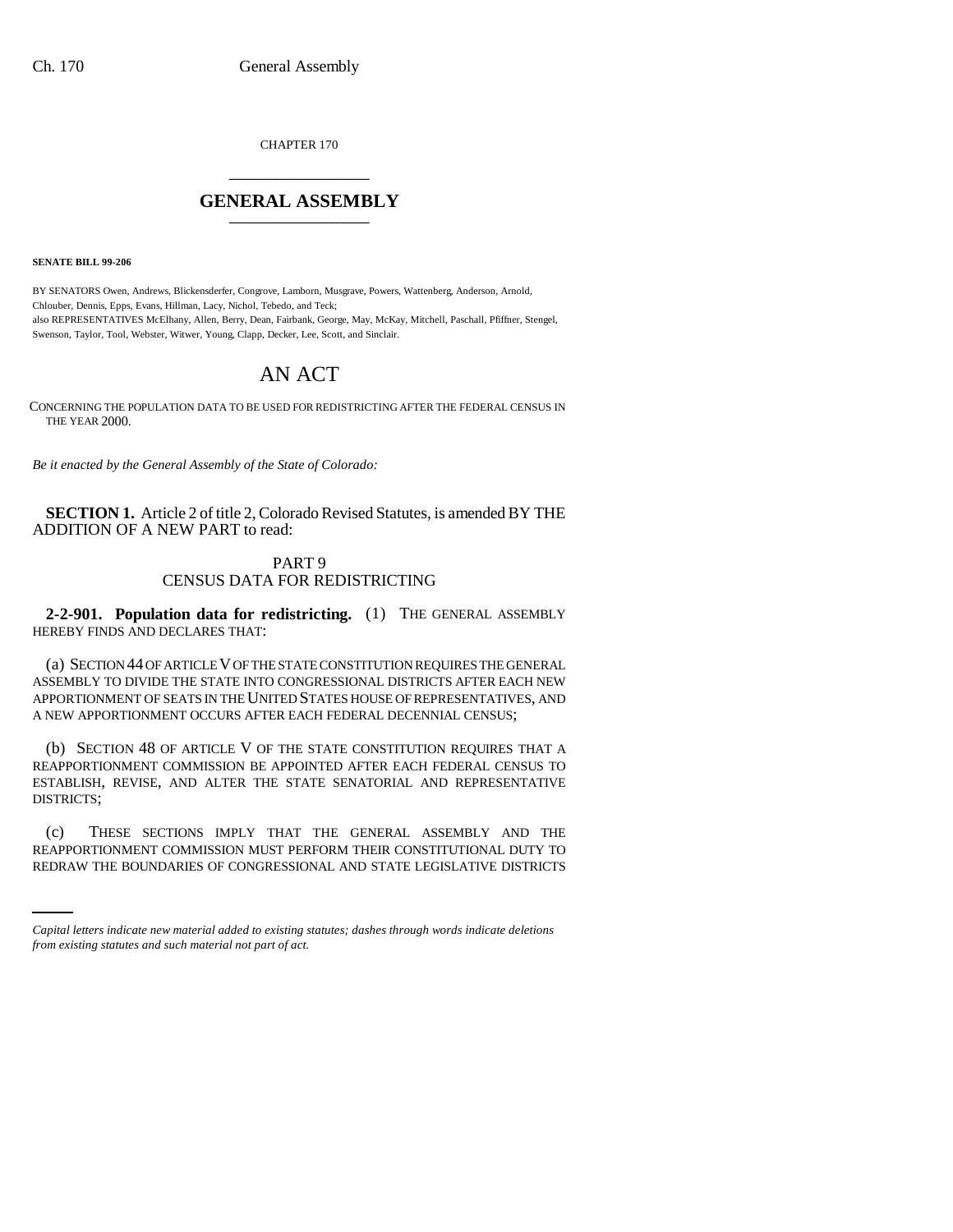CHAPTER 170

# GENERAL ASSEMBLY

**SENATE BILL 99-206**

BY SENATORS Owen, Andrews, Blickensderfer, Congrove, Lamborn, Musgrave, Powers, Wattenberg, Anderson, Arnold, Chlouber, Dennis, Epps, Evans, Hillman, Lacy, Nichol, Tebedo, and Teck;
also REPRESENTATIVES McElhany, Allen, Berry, Dean, Fairbank, George, May, McKay, Mitchell, Paschall, Pfiffner, Stengel, Swenson, Taylor, Tool, Webster, Witwer, Young, Clapp, Decker, Lee, Scott, and Sinclair.

# AN ACT

CONCERNING THE POPULATION DATA TO BE USED FOR REDISTRICTING AFTER THE FEDERAL CENSUS IN THE YEAR 2000.

*Be it enacted by the General Assembly of the State of Colorado:*

**SECTION 1.** Article 2 of title 2, Colorado Revised Statutes, is amended BY THE ADDITION OF A NEW PART to read:

PART 9
CENSUS DATA FOR REDISTRICTING

**2-2-901. Population data for redistricting.** (1) THE GENERAL ASSEMBLY HEREBY FINDS AND DECLARES THAT:

(a) SECTION 44 OF ARTICLE V OF THE STATE CONSTITUTION REQUIRES THE GENERAL ASSEMBLY TO DIVIDE THE STATE INTO CONGRESSIONAL DISTRICTS AFTER EACH NEW APPORTIONMENT OF SEATS IN THE UNITED STATES HOUSE OF REPRESENTATIVES, AND A NEW APPORTIONMENT OCCURS AFTER EACH FEDERAL DECENNIAL CENSUS;

(b) SECTION 48 OF ARTICLE V OF THE STATE CONSTITUTION REQUIRES THAT A REAPPORTIONMENT COMMISSION BE APPOINTED AFTER EACH FEDERAL CENSUS TO ESTABLISH, REVISE, AND ALTER THE STATE SENATORIAL AND REPRESENTATIVE DISTRICTS;

(c) THESE SECTIONS IMPLY THAT THE GENERAL ASSEMBLY AND THE REAPPORTIONMENT COMMISSION MUST PERFORM THEIR CONSTITUTIONAL DUTY TO REDRAW THE BOUNDARIES OF CONGRESSIONAL AND STATE LEGISLATIVE DISTRICTS

*Capital letters indicate new material added to existing statutes; dashes through words indicate deletions from existing statutes and such material not part of act.*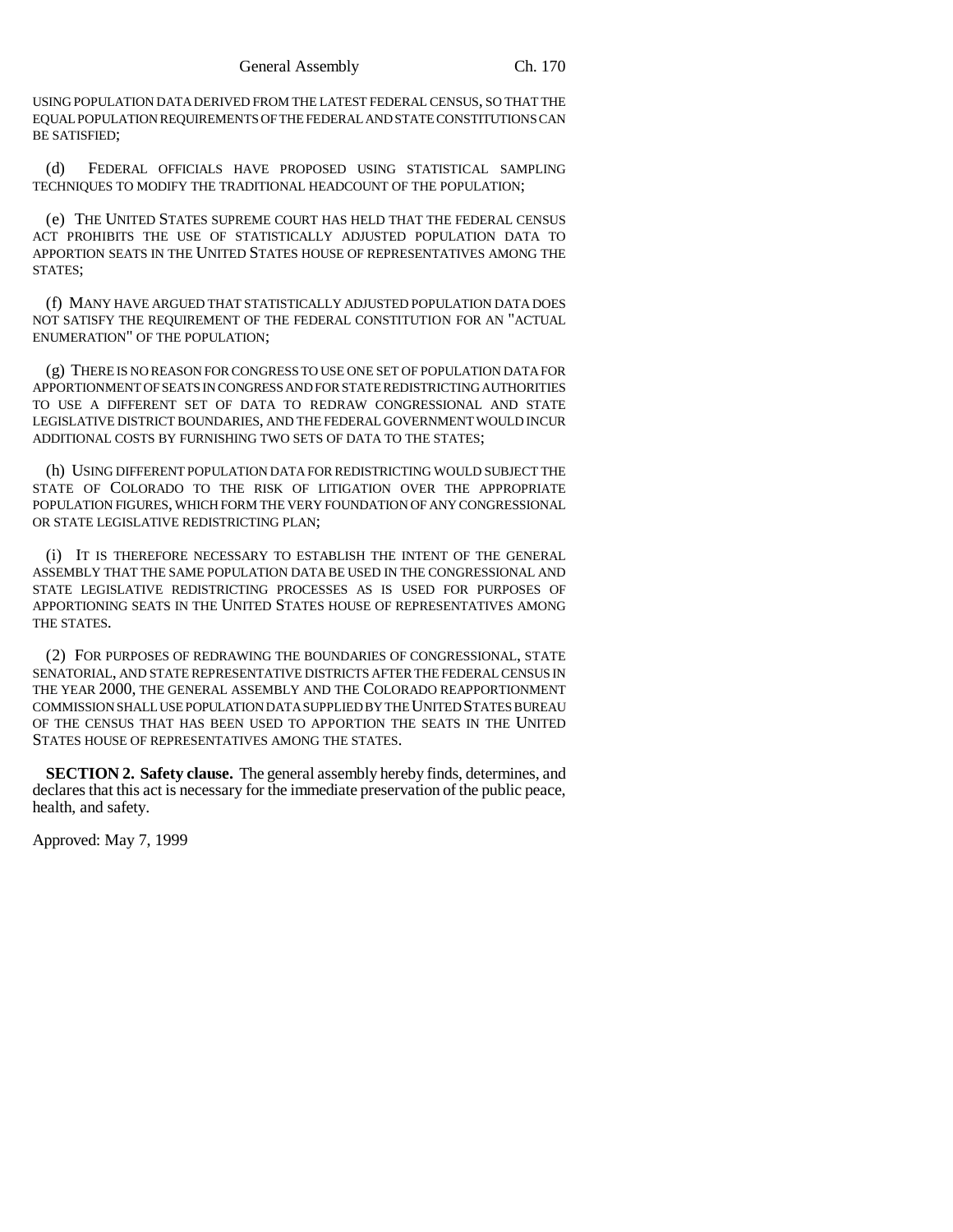USING POPULATION DATA DERIVED FROM THE LATEST FEDERAL CENSUS, SO THAT THE EQUAL POPULATION REQUIREMENTS OF THE FEDERAL AND STATE CONSTITUTIONS CAN BE SATISFIED;

(d) FEDERAL OFFICIALS HAVE PROPOSED USING STATISTICAL SAMPLING TECHNIQUES TO MODIFY THE TRADITIONAL HEADCOUNT OF THE POPULATION;

(e) THE UNITED STATES SUPREME COURT HAS HELD THAT THE FEDERAL CENSUS ACT PROHIBITS THE USE OF STATISTICALLY ADJUSTED POPULATION DATA TO APPORTION SEATS IN THE UNITED STATES HOUSE OF REPRESENTATIVES AMONG THE STATES;

(f) MANY HAVE ARGUED THAT STATISTICALLY ADJUSTED POPULATION DATA DOES NOT SATISFY THE REQUIREMENT OF THE FEDERAL CONSTITUTION FOR AN "ACTUAL ENUMERATION" OF THE POPULATION;

(g) THERE IS NO REASON FOR CONGRESS TO USE ONE SET OF POPULATION DATA FOR APPORTIONMENT OF SEATS IN CONGRESS AND FOR STATE REDISTRICTING AUTHORITIES TO USE A DIFFERENT SET OF DATA TO REDRAW CONGRESSIONAL AND STATE LEGISLATIVE DISTRICT BOUNDARIES, AND THE FEDERAL GOVERNMENT WOULD INCUR ADDITIONAL COSTS BY FURNISHING TWO SETS OF DATA TO THE STATES;

(h) USING DIFFERENT POPULATION DATA FOR REDISTRICTING WOULD SUBJECT THE STATE OF COLORADO TO THE RISK OF LITIGATION OVER THE APPROPRIATE POPULATION FIGURES, WHICH FORM THE VERY FOUNDATION OF ANY CONGRESSIONAL OR STATE LEGISLATIVE REDISTRICTING PLAN;

(i) IT IS THEREFORE NECESSARY TO ESTABLISH THE INTENT OF THE GENERAL ASSEMBLY THAT THE SAME POPULATION DATA BE USED IN THE CONGRESSIONAL AND STATE LEGISLATIVE REDISTRICTING PROCESSES AS IS USED FOR PURPOSES OF APPORTIONING SEATS IN THE UNITED STATES HOUSE OF REPRESENTATIVES AMONG THE STATES.

(2) FOR PURPOSES OF REDRAWING THE BOUNDARIES OF CONGRESSIONAL, STATE SENATORIAL, AND STATE REPRESENTATIVE DISTRICTS AFTER THE FEDERAL CENSUS IN THE YEAR 2000, THE GENERAL ASSEMBLY AND THE COLORADO REAPPORTIONMENT COMMISSION SHALL USE POPULATION DATA SUPPLIED BY THE UNITED STATES BUREAU OF THE CENSUS THAT HAS BEEN USED TO APPORTION THE SEATS IN THE UNITED STATES HOUSE OF REPRESENTATIVES AMONG THE STATES.

**SECTION 2. Safety clause.** The general assembly hereby finds, determines, and declares that this act is necessary for the immediate preservation of the public peace, health, and safety.

Approved: May 7, 1999